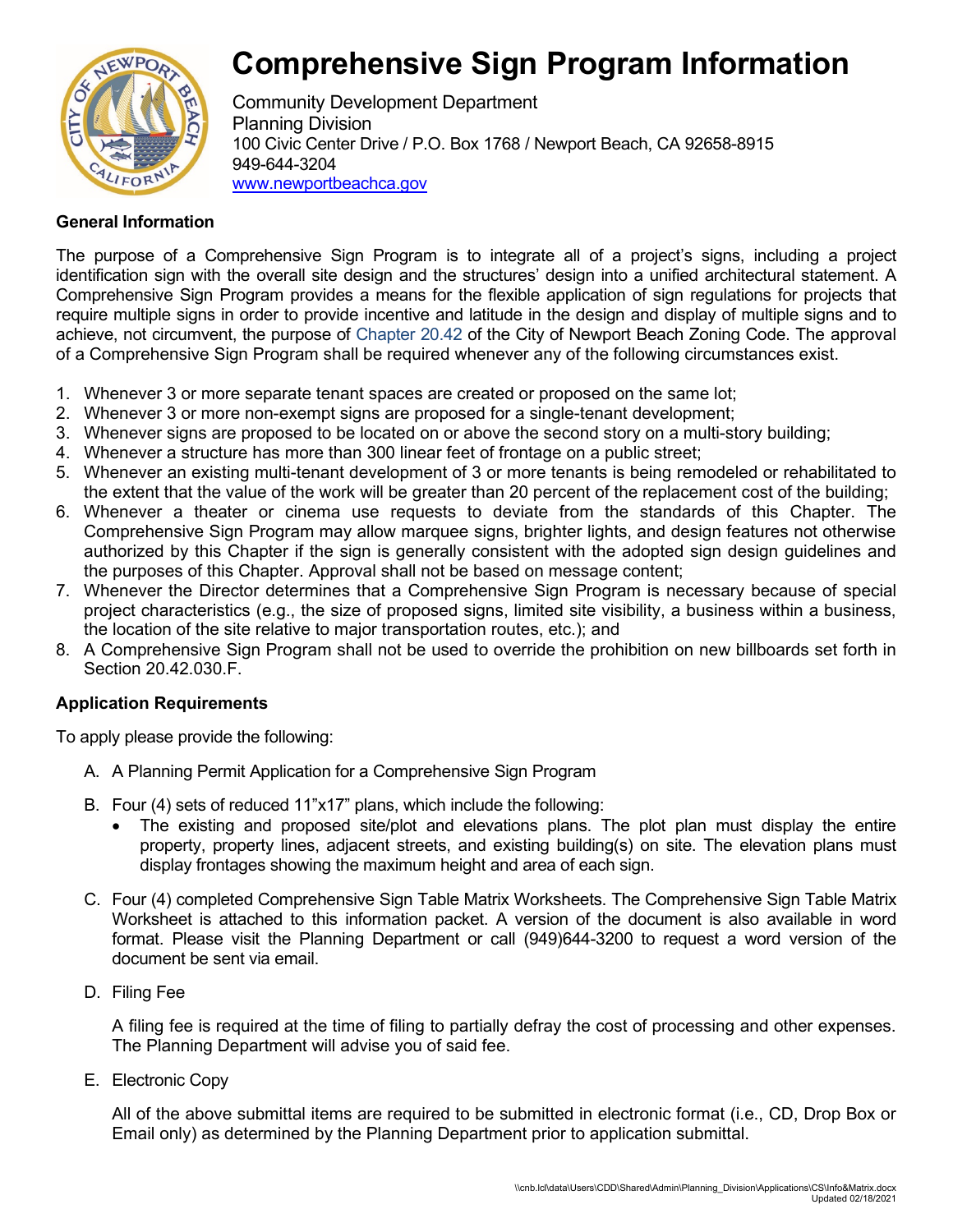# Comprehensive Sign Program Information

Community Development Department
Planning Division
100 Civic Center Drive / P.O. Box 1768 / Newport Beach, CA 92658-8915
949-644-3204
www.newportbeachca.gov

## General Information

The purpose of a Comprehensive Sign Program is to integrate all of a project's signs, including a project identification sign with the overall site design and the structures' design into a unified architectural statement. A Comprehensive Sign Program provides a means for the flexible application of sign regulations for projects that require multiple signs in order to provide incentive and latitude in the design and display of multiple signs and to achieve, not circumvent, the purpose of Chapter 20.42 of the City of Newport Beach Zoning Code. The approval of a Comprehensive Sign Program shall be required whenever any of the following circumstances exist.

1. Whenever 3 or more separate tenant spaces are created or proposed on the same lot;
2. Whenever 3 or more non-exempt signs are proposed for a single-tenant development;
3. Whenever signs are proposed to be located on or above the second story on a multi-story building;
4. Whenever a structure has more than 300 linear feet of frontage on a public street;
5. Whenever an existing multi-tenant development of 3 or more tenants is being remodeled or rehabilitated to the extent that the value of the work will be greater than 20 percent of the replacement cost of the building;
6. Whenever a theater or cinema use requests to deviate from the standards of this Chapter. The Comprehensive Sign Program may allow marquee signs, brighter lights, and design features not otherwise authorized by this Chapter if the sign is generally consistent with the adopted sign design guidelines and the purposes of this Chapter. Approval shall not be based on message content;
7. Whenever the Director determines that a Comprehensive Sign Program is necessary because of special project characteristics (e.g., the size of proposed signs, limited site visibility, a business within a business, the location of the site relative to major transportation routes, etc.); and
8. A Comprehensive Sign Program shall not be used to override the prohibition on new billboards set forth in Section 20.42.030.F.

## Application Requirements

To apply please provide the following:

A. A Planning Permit Application for a Comprehensive Sign Program

B. Four (4) sets of reduced 11"x17" plans, which include the following:
   - The existing and proposed site/plot and elevations plans. The plot plan must display the entire property, property lines, adjacent streets, and existing building(s) on site. The elevation plans must display frontages showing the maximum height and area of each sign.

C. Four (4) completed Comprehensive Sign Table Matrix Worksheets. The Comprehensive Sign Table Matrix Worksheet is attached to this information packet. A version of the document is also available in word format. Please visit the Planning Department or call (949)644-3200 to request a word version of the document be sent via email.

D. Filing Fee

   A filing fee is required at the time of filing to partially defray the cost of processing and other expenses. The Planning Department will advise you of said fee.

E. Electronic Copy

   All of the above submittal items are required to be submitted in electronic format (i.e., CD, Drop Box or Email only) as determined by the Planning Department prior to application submittal.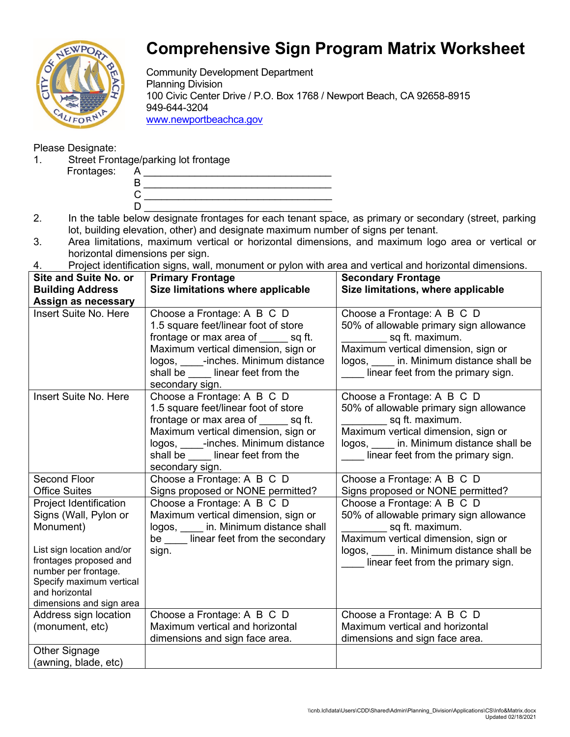# Comprehensive Sign Program Matrix Worksheet

Community Development Department
Planning Division
100 Civic Center Drive / P.O. Box 1768 / Newport Beach, CA 92658-8915
949-644-3204
www.newportbeachca.gov

Please Designate:

1. Street Frontage/parking lot frontage
   Frontages: A ________________________________
   B ________________________________
   C ________________________________
   D ________________________________
2. In the table below designate frontages for each tenant space, as primary or secondary (street, parking lot, building elevation, other) and designate maximum number of signs per tenant.
3. Area limitations, maximum vertical or horizontal dimensions, and maximum logo area or vertical or horizontal dimensions per sign.
4. Project identification signs, wall, monument or pylon with area and vertical and horizontal dimensions.

| **Site and Suite No. or Building Address Assign as necessary** | **Primary Frontage Size limitations where applicable** | **Secondary Frontage Size limitations, where applicable** |
|---|---|---|
| Insert Suite No. Here | Choose a Frontage: A B C D<br>1.5 square feet/linear foot of store frontage or max area of _____ sq ft. Maximum vertical dimension, sign or logos, ____-inches. Minimum distance shall be ____ linear feet from the secondary sign. | Choose a Frontage: A B C D<br>50% of allowable primary sign allowance ________ sq ft. maximum. Maximum vertical dimension, sign or logos, ____ in. Minimum distance shall be ____ linear feet from the primary sign. |
| Insert Suite No. Here | Choose a Frontage: A B C D<br>1.5 square feet/linear foot of store frontage or max area of _____ sq ft. Maximum vertical dimension, sign or logos, ____-inches. Minimum distance shall be ____ linear feet from the secondary sign. | Choose a Frontage: A B C D<br>50% of allowable primary sign allowance ________ sq ft. maximum. Maximum vertical dimension, sign or logos, ____ in. Minimum distance shall be ____ linear feet from the primary sign. |
| Second Floor Office Suites | Choose a Frontage: A B C D<br>Signs proposed or NONE permitted? | Choose a Frontage: A B C D<br>Signs proposed or NONE permitted? |
| Project Identification Signs (Wall, Pylon or Monument)<br><br>List sign location and/or frontages proposed and number per frontage. Specify maximum vertical and horizontal dimensions and sign area | Choose a Frontage: A B C D<br>Maximum vertical dimension, sign or logos, ____ in. Minimum distance shall be ____ linear feet from the secondary sign. | Choose a Frontage: A B C D<br>50% of allowable primary sign allowance ________ sq ft. maximum. Maximum vertical dimension, sign or logos, ____ in. Minimum distance shall be ____ linear feet from the primary sign. |
| Address sign location (monument, etc) | Choose a Frontage: A B C D<br>Maximum vertical and horizontal dimensions and sign face area. | Choose a Frontage: A B C D<br>Maximum vertical and horizontal dimensions and sign face area. |
| Other Signage (awning, blade, etc) | | |

\\cnb.lcl\data\Users\CDD\Shared\Admin\Planning_Division\Applications\CS\Info&Matrix.docx
Updated 02/18/2021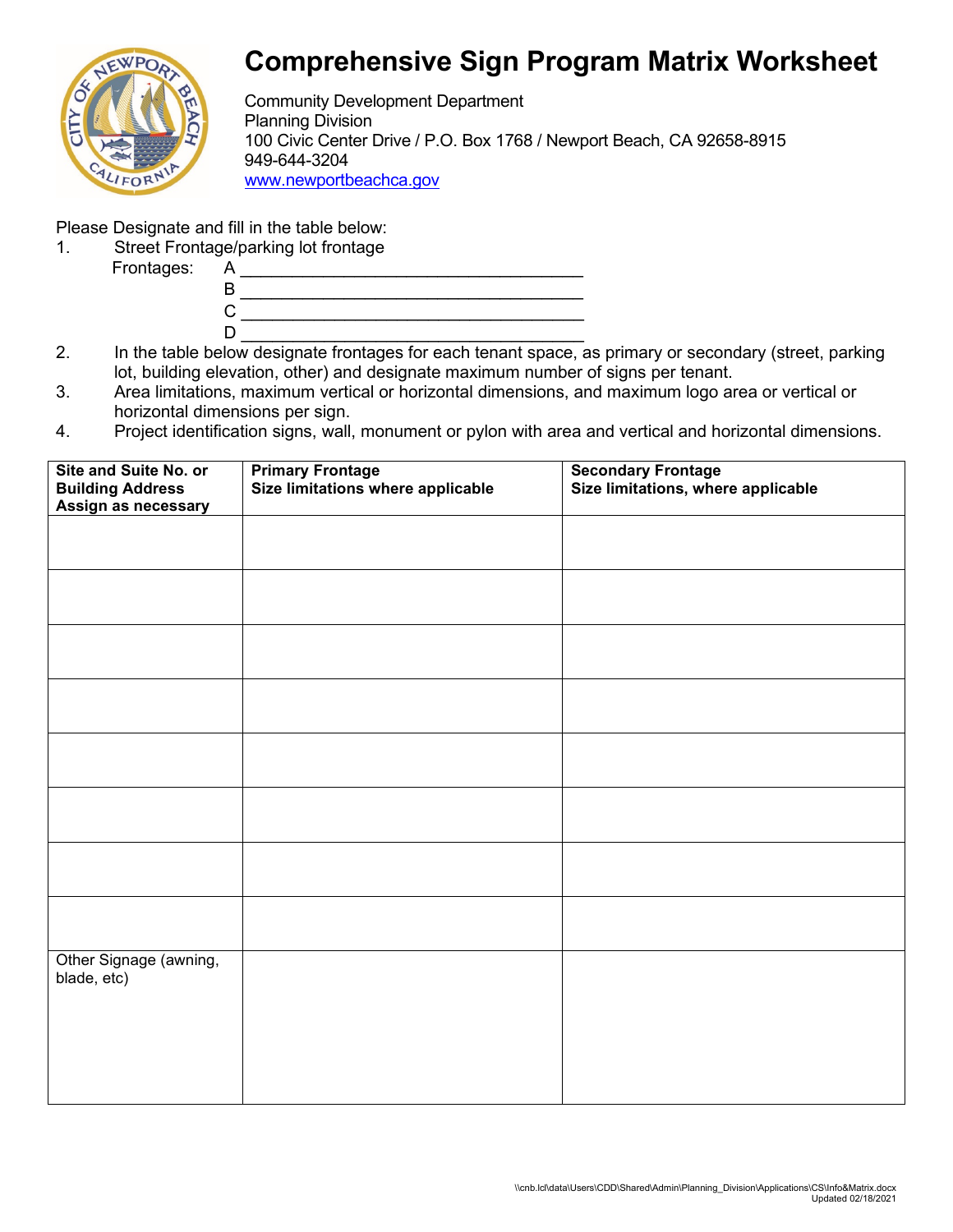# Comprehensive Sign Program Matrix Worksheet

Community Development Department
Planning Division
100 Civic Center Drive / P.O. Box 1768 / Newport Beach, CA 92658-8915
949-644-3204
www.newportbeachca.gov

Please Designate and fill in the table below:

1. Street Frontage/parking lot frontage

   Frontages: A ____________________________________

   B ____________________________________

   C ____________________________________

   D ____________________________________

2. In the table below designate frontages for each tenant space, as primary or secondary (street, parking lot, building elevation, other) and designate maximum number of signs per tenant.
3. Area limitations, maximum vertical or horizontal dimensions, and maximum logo area or vertical or horizontal dimensions per sign.
4. Project identification signs, wall, monument or pylon with area and vertical and horizontal dimensions.

| **Site and Suite No. or Building Address Assign as necessary** | **Primary Frontage Size limitations where applicable** | **Secondary Frontage Size limitations, where applicable** |
|---|---|---|
| | | |
| | | |
| | | |
| | | |
| | | |
| | | |
| | | |
| | | |
| Other Signage (awning, blade, etc) | | |